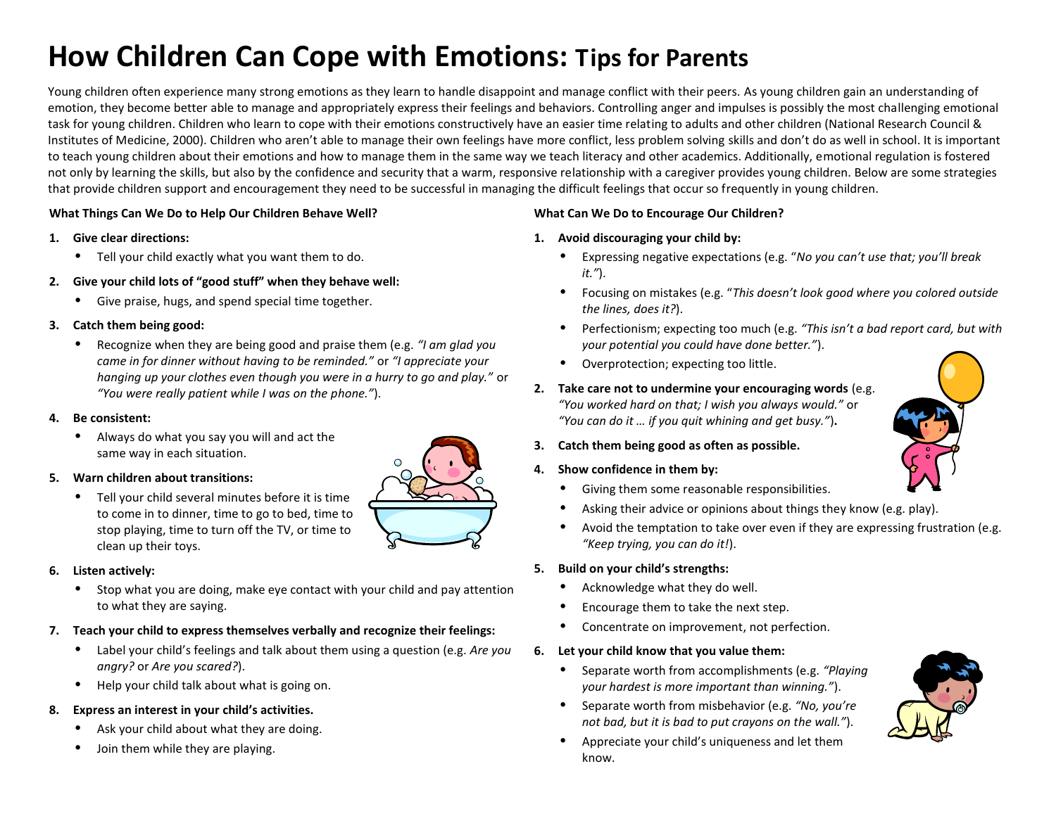# How Children Can Cope with Emotions: Tips for Parents

Young children often experience many strong emotions as they learn to handle disappoint and manage conflict with their peers. As young children gain an understanding of emotion, they become better able to manage and appropriately express their feelings and behaviors. Controlling anger and impulses is possibly the most challenging emotional task for young children. Children who learn to cope with their emotions constructively have an easier time relating to adults and other children (National Research Council & Institutes of Medicine, 2000). Children who aren't able to manage their own feelings have more conflict, less problem solving skills and don't do as well in school. It is important to teach young children about their emotions and how to manage them in the same way we teach literacy and other academics. Additionally, emotional regulation is fostered not only by learning the skills, but also by the confidence and security that a warm, responsive relationship with a caregiver provides young children. Below are some strategies that provide children support and encouragement they need to be successful in managing the difficult feelings that occur so frequently in young children.

### What Things Can We Do to Help Our Children Behave Well?

1. **Give clear directions:**
   - Tell your child exactly what you want them to do.
2. **Give your child lots of "good stuff" when they behave well:**
   - Give praise, hugs, and spend special time together.
3. **Catch them being good:**
   - Recognize when they are being good and praise them (e.g. *"I am glad you came in for dinner without having to be reminded."* or *"I appreciate your hanging up your clothes even though you were in a hurry to go and play."* or *"You were really patient while I was on the phone."*).
4. **Be consistent:**
   - Always do what you say you will and act the same way in each situation.
5. **Warn children about transitions:**
   - Tell your child several minutes before it is time to come in to dinner, time to go to bed, time to stop playing, time to turn off the TV, or time to clean up their toys.
6. **Listen actively:**
   - Stop what you are doing, make eye contact with your child and pay attention to what they are saying.
7. **Teach your child to express themselves verbally and recognize their feelings:**
   - Label your child's feelings and talk about them using a question (e.g. *Are you angry?* or *Are you scared?*).
   - Help your child talk about what is going on.
8. **Express an interest in your child's activities.**
   - Ask your child about what they are doing.
   - Join them while they are playing.

### What Can We Do to Encourage Our Children?

1. **Avoid discouraging your child by:**
   - Expressing negative expectations (e.g. "*No you can't use that; you'll break it.*").
   - Focusing on mistakes (e.g. "*This doesn't look good where you colored outside the lines, does it?*).
   - Perfectionism; expecting too much (e.g. *"This isn't a bad report card, but with your potential you could have done better."*).
   - Overprotection; expecting too little.
2. **Take care not to undermine your encouraging words** (e.g. *"You worked hard on that; I wish you always would."* or *"You can do it … if you quit whining and get busy."*).
3. **Catch them being good as often as possible.**
4. **Show confidence in them by:**
   - Giving them some reasonable responsibilities.
   - Asking their advice or opinions about things they know (e.g. play).
   - Avoid the temptation to take over even if they are expressing frustration (e.g. *"Keep trying, you can do it!*).
5. **Build on your child's strengths:**
   - Acknowledge what they do well.
   - Encourage them to take the next step.
   - Concentrate on improvement, not perfection.
6. **Let your child know that you value them:**
   - Separate worth from accomplishments (e.g. *"Playing your hardest is more important than winning."*).
   - Separate worth from misbehavior (e.g. *"No, you're not bad, but it is bad to put crayons on the wall."*).
   - Appreciate your child's uniqueness and let them know.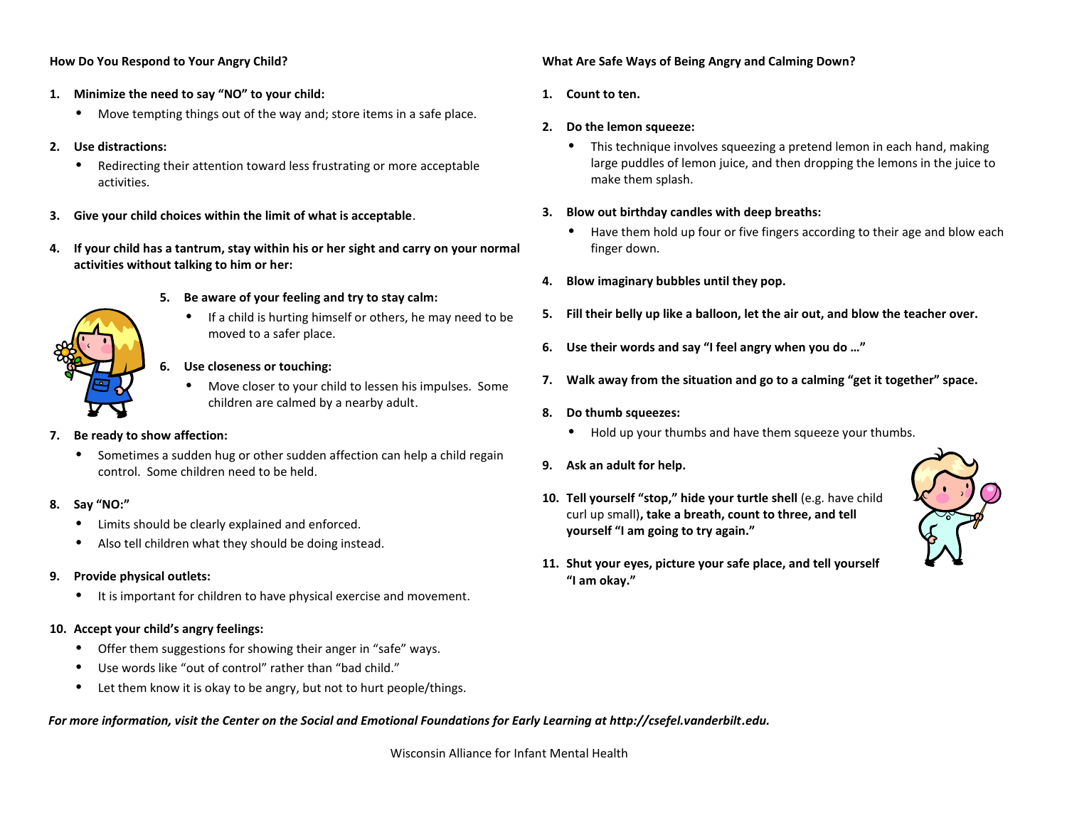**How Do You Respond to Your Angry Child?**

1. **Minimize the need to say "NO" to your child:**
   - Move tempting things out of the way and; store items in a safe place.

2. **Use distractions:**
   - Redirecting their attention toward less frustrating or more acceptable activities.

3. **Give your child choices within the limit of what is acceptable**.

4. **If your child has a tantrum, stay within his or her sight and carry on your normal activities without talking to him or her:**

5. **Be aware of your feeling and try to stay calm:**
   - If a child is hurting himself or others, he may need to be moved to a safer place.

6. **Use closeness or touching:**
   - Move closer to your child to lessen his impulses. Some children are calmed by a nearby adult.

7. **Be ready to show affection:**
   - Sometimes a sudden hug or other sudden affection can help a child regain control. Some children need to be held.

8. **Say "NO:"**
   - Limits should be clearly explained and enforced.
   - Also tell children what they should be doing instead.

9. **Provide physical outlets:**
   - It is important for children to have physical exercise and movement.

10. **Accept your child's angry feelings:**
    - Offer them suggestions for showing their anger in "safe" ways.
    - Use words like "out of control" rather than "bad child."
    - Let them know it is okay to be angry, but not to hurt people/things.

**What Are Safe Ways of Being Angry and Calming Down?**

1. **Count to ten.**

2. **Do the lemon squeeze:**
   - This technique involves squeezing a pretend lemon in each hand, making large puddles of lemon juice, and then dropping the lemons in the juice to make them splash.

3. **Blow out birthday candles with deep breaths:**
   - Have them hold up four or five fingers according to their age and blow each finger down.

4. **Blow imaginary bubbles until they pop.**

5. **Fill their belly up like a balloon, let the air out, and blow the teacher over.**

6. **Use their words and say "I feel angry when you do …"**

7. **Walk away from the situation and go to a calming "get it together" space.**

8. **Do thumb squeezes:**
   - Hold up your thumbs and have them squeeze your thumbs.

9. **Ask an adult for help.**

10. **Tell yourself "stop," hide your turtle shell** (e.g. have child curl up small)**, take a breath, count to three, and tell yourself "I am going to try again."**

11. **Shut your eyes, picture your safe place, and tell yourself "I am okay."**

***For more information, visit the Center on the Social and Emotional Foundations for Early Learning at http://csefel.vanderbilt.edu.***

Wisconsin Alliance for Infant Mental Health